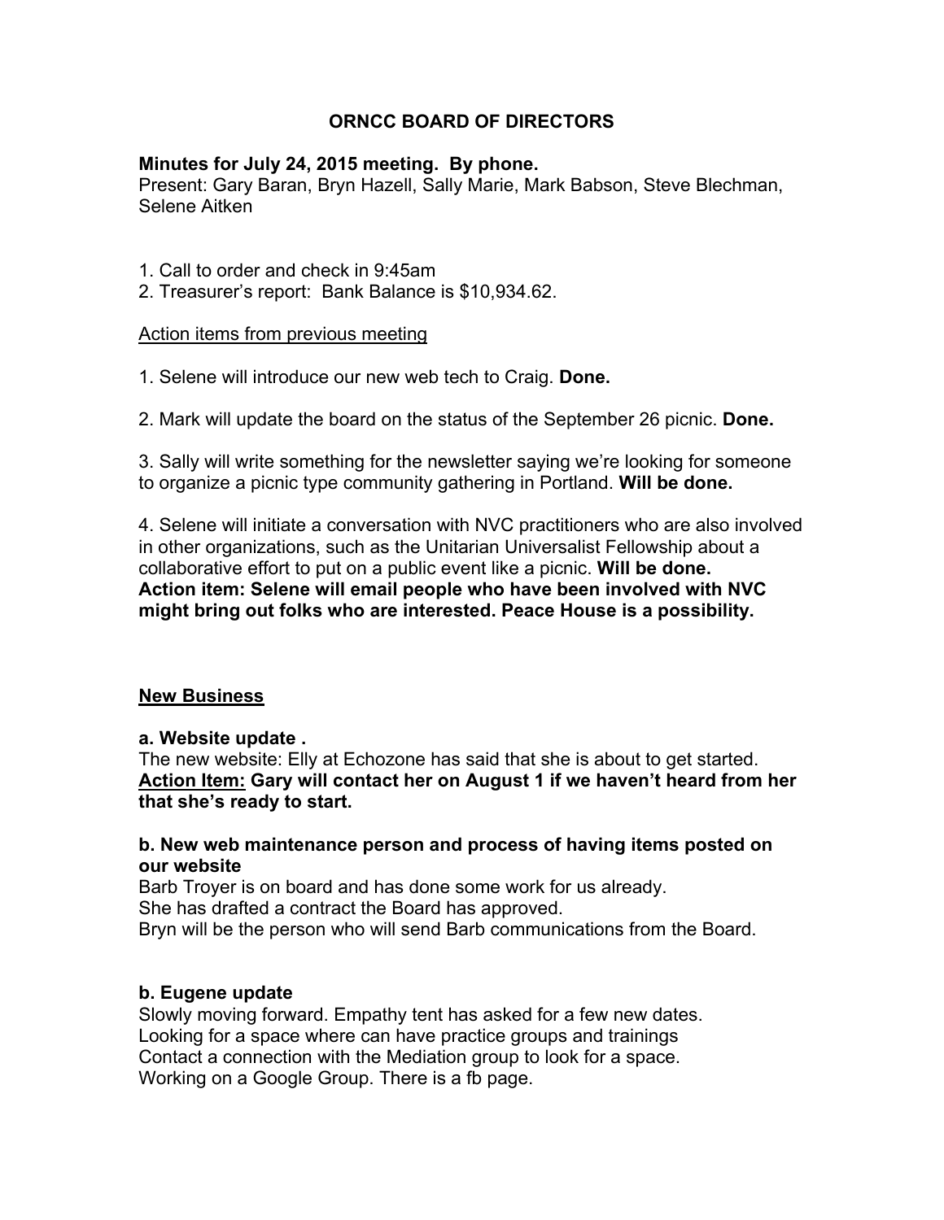# ORNCC BOARD OF DIRECTORS

**Minutes for July 24, 2015 meeting. By phone.**
Present: Gary Baran, Bryn Hazell, Sally Marie, Mark Babson, Steve Blechman, Selene Aitken

1. Call to order and check in 9:45am
2. Treasurer's report: Bank Balance is $10,934.62.

<u>Action items from previous meeting</u>

1. Selene will introduce our new web tech to Craig. **Done.**

2. Mark will update the board on the status of the September 26 picnic. **Done.**

3. Sally will write something for the newsletter saying we're looking for someone to organize a picnic type community gathering in Portland. **Will be done.**

4. Selene will initiate a conversation with NVC practitioners who are also involved in other organizations, such as the Unitarian Universalist Fellowship about a collaborative effort to put on a public event like a picnic. **Will be done.**
**Action item: Selene will email people who have been involved with NVC might bring out folks who are interested. Peace House is a possibility.**

## <u>New Business</u>

**a. Website update .**
The new website: Elly at Echozone has said that she is about to get started.
**<u>Action Item:</u> Gary will contact her on August 1 if we haven't heard from her that she's ready to start.**

**b. New web maintenance person and process of having items posted on our website**
Barb Troyer is on board and has done some work for us already.
She has drafted a contract the Board has approved.
Bryn will be the person who will send Barb communications from the Board.

**b. Eugene update**
Slowly moving forward. Empathy tent has asked for a few new dates.
Looking for a space where can have practice groups and trainings
Contact a connection with the Mediation group to look for a space.
Working on a Google Group. There is a fb page.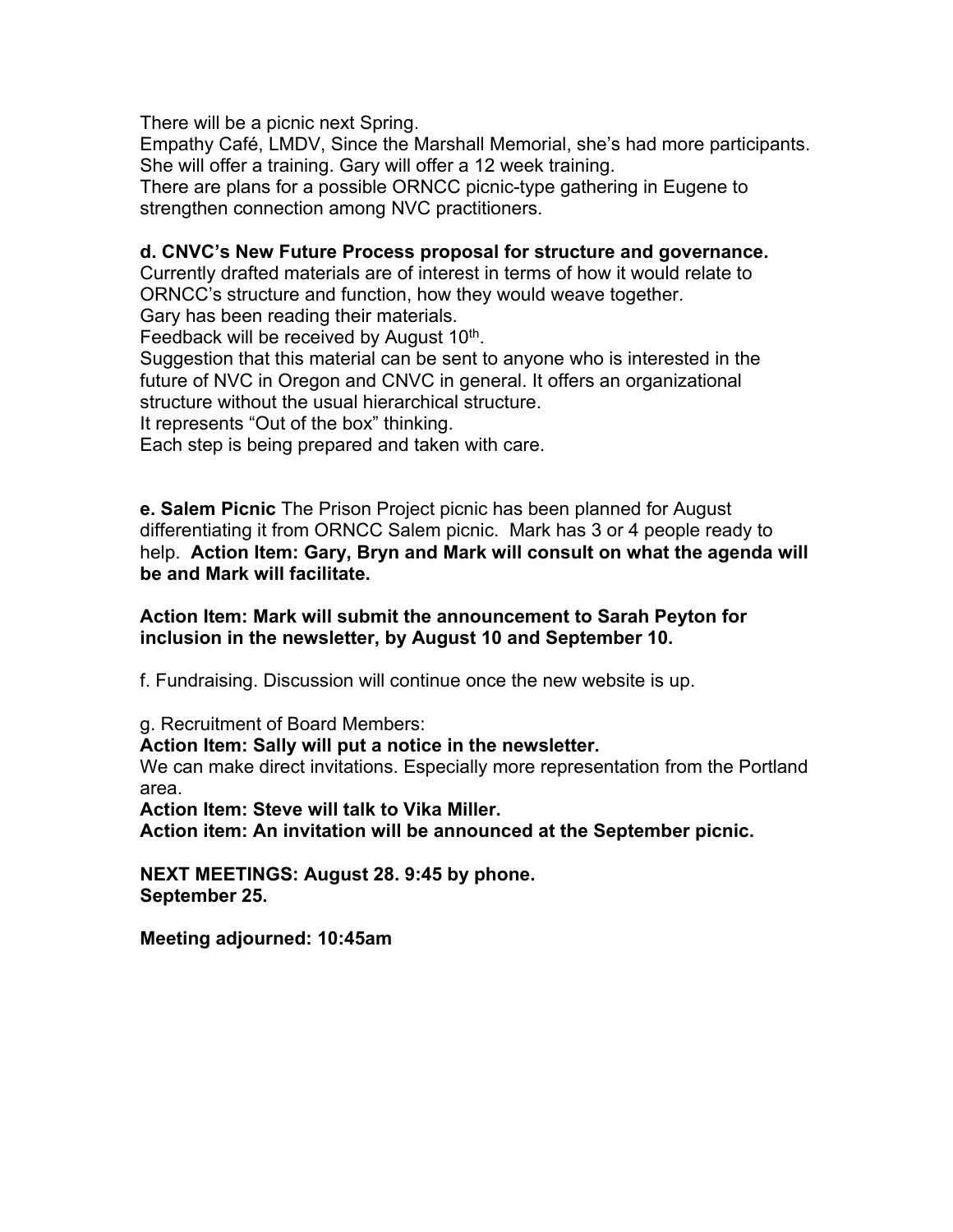There will be a picnic next Spring.
Empathy Café, LMDV, Since the Marshall Memorial, she's had more participants. She will offer a training. Gary will offer a 12 week training.
There are plans for a possible ORNCC picnic-type gathering in Eugene to strengthen connection among NVC practitioners.

**d. CNVC's New Future Process proposal for structure and governance.**
Currently drafted materials are of interest in terms of how it would relate to ORNCC's structure and function, how they would weave together.
Gary has been reading their materials.
Feedback will be received by August 10th.
Suggestion that this material can be sent to anyone who is interested in the future of NVC in Oregon and CNVC in general. It offers an organizational structure without the usual hierarchical structure.
It represents "Out of the box" thinking.
Each step is being prepared and taken with care.

**e. Salem Picnic** The Prison Project picnic has been planned for August differentiating it from ORNCC Salem picnic. Mark has 3 or 4 people ready to help. **Action Item: Gary, Bryn and Mark will consult on what the agenda will be and Mark will facilitate.**

**Action Item: Mark will submit the announcement to Sarah Peyton for inclusion in the newsletter, by August 10 and September 10.**

f. Fundraising. Discussion will continue once the new website is up.

g. Recruitment of Board Members:
**Action Item: Sally will put a notice in the newsletter.**
We can make direct invitations. Especially more representation from the Portland area.
**Action Item: Steve will talk to Vika Miller.**
**Action item: An invitation will be announced at the September picnic.**

**NEXT MEETINGS: August 28. 9:45 by phone.**
**September 25.**

**Meeting adjourned: 10:45am**